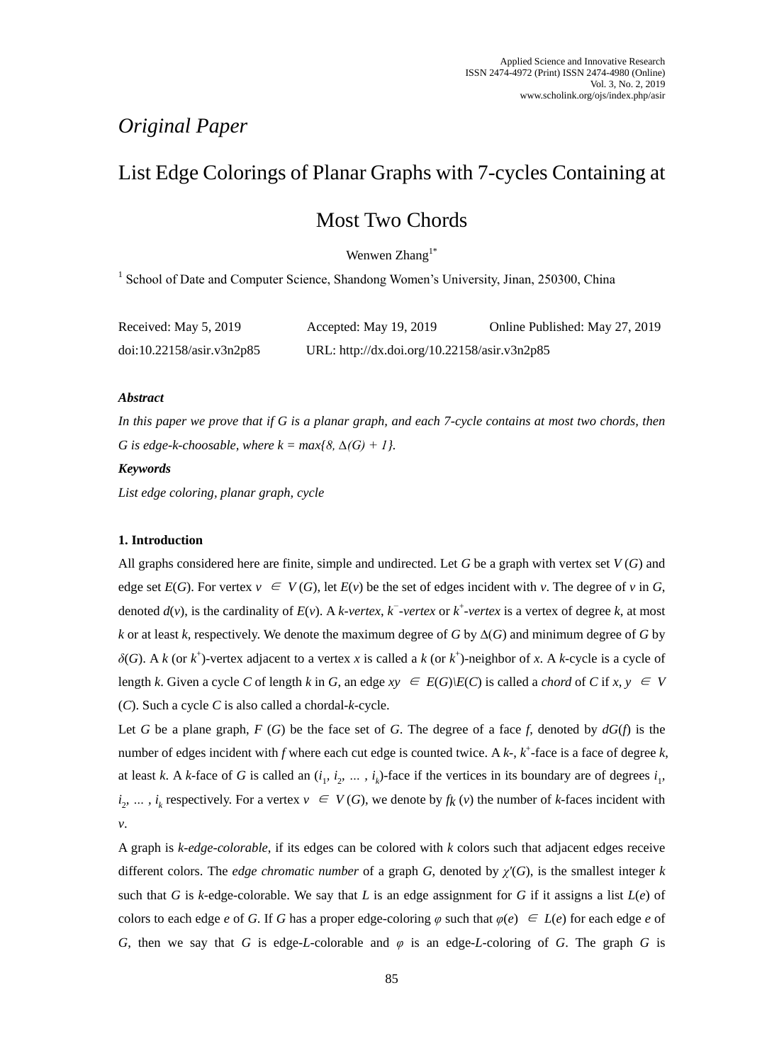*Original Paper*

# List Edge Colorings of Planar Graphs with 7-cycles Containing at Most Two Chords

Wenwen Zhang[1*]

[1] School of Date and Computer Science, Shandong Women's University, Jinan, 250300, China

Received: May 5, 2019 Accepted: May 19, 2019 Online Published: May 27, 2019

doi:10.22158/asir.v3n2p85 URL: http://dx.doi.org/10.22158/asir.v3n2p85

***Abstract***

*In this paper we prove that if G is a planar graph, and each 7-cycle contains at most two chords, then G is edge-k-choosable, where k = max{8, Δ(G) + 1}.*

***Keywords***

*List edge coloring, planar graph, cycle*

## 1. Introduction

All graphs considered here are finite, simple and undirected. Let $G$ be a graph with vertex set $V(G)$ and edge set $E(G)$. For vertex $v \in V(G)$, let $E(v)$ be the set of edges incident with $v$. The degree of $v$ in $G$, denoted $d(v)$, is the cardinality of $E(v)$. A *k-vertex*, *$k^-$-vertex* or *$k^+$-vertex* is a vertex of degree $k$, at most $k$ or at least $k$, respectively. We denote the maximum degree of $G$ by $\Delta(G)$ and minimum degree of $G$ by $\delta(G)$. A $k$ (or $k^+$)-vertex adjacent to a vertex $x$ is called a $k$ (or $k^+$)-neighbor of $x$. A $k$-cycle is a cycle of length $k$. Given a cycle $C$ of length $k$ in $G$, an edge $xy \in E(G)\backslash E(C)$ is called a *chord* of $C$ if $x, y \in V(C)$. Such a cycle $C$ is also called a chordal-$k$-cycle.

Let $G$ be a plane graph, $F(G)$ be the face set of $G$. The degree of a face $f$, denoted by $dG(f)$ is the number of edges incident with $f$ where each cut edge is counted twice. A $k$-, $k^+$-face is a face of degree $k$, at least $k$. A $k$-face of $G$ is called an $(i_1, i_2, \ldots, i_k)$-face if the vertices in its boundary are of degrees $i_1, i_2, \ldots, i_k$ respectively. For a vertex $v \in V(G)$, we denote by $f_k(v)$ the number of $k$-faces incident with $v$.

A graph is *k-edge-colorable*, if its edges can be colored with $k$ colors such that adjacent edges receive different colors. The *edge chromatic number* of a graph $G$, denoted by $\chi'(G)$, is the smallest integer $k$ such that $G$ is $k$-edge-colorable. We say that $L$ is an edge assignment for $G$ if it assigns a list $L(e)$ of colors to each edge $e$ of $G$. If $G$ has a proper edge-coloring $\varphi$ such that $\varphi(e) \in L(e)$ for each edge $e$ of $G$, then we say that $G$ is edge-$L$-colorable and $\varphi$ is an edge-$L$-coloring of $G$. The graph $G$ is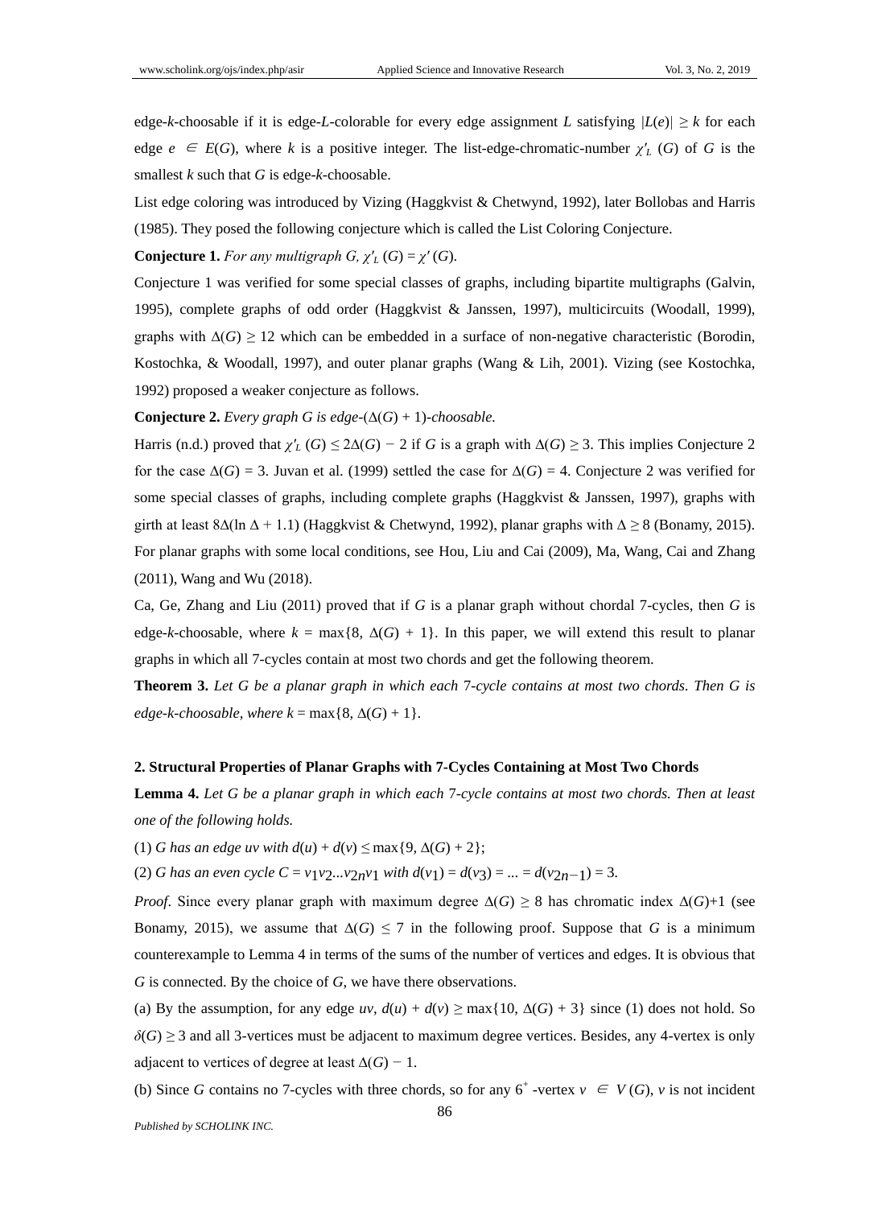edge-$k$-choosable if it is edge-$L$-colorable for every edge assignment $L$ satisfying $|L(e)| \geq k$ for each edge $e \in E(G)$, where $k$ is a positive integer. The list-edge-chromatic-number $\chi'_L(G)$ of $G$ is the smallest $k$ such that $G$ is edge-$k$-choosable.

List edge coloring was introduced by Vizing (Haggkvist & Chetwynd, 1992), later Bollobas and Harris (1985). They posed the following conjecture which is called the List Coloring Conjecture.

**Conjecture 1.** *For any multigraph $G$, $\chi'_L(G) = \chi'(G)$.*

Conjecture 1 was verified for some special classes of graphs, including bipartite multigraphs (Galvin, 1995), complete graphs of odd order (Haggkvist & Janssen, 1997), multicircuits (Woodall, 1999), graphs with $\Delta(G) \geq 12$ which can be embedded in a surface of non-negative characteristic (Borodin, Kostochka, & Woodall, 1997), and outer planar graphs (Wang & Lih, 2001). Vizing (see Kostochka, 1992) proposed a weaker conjecture as follows.

**Conjecture 2.** *Every graph $G$ is edge-$(\Delta(G) + 1)$-choosable.*

Harris (n.d.) proved that $\chi'_L(G) \leq 2\Delta(G) - 2$ if $G$ is a graph with $\Delta(G) \geq 3$. This implies Conjecture 2 for the case $\Delta(G) = 3$. Juvan et al. (1999) settled the case for $\Delta(G) = 4$. Conjecture 2 was verified for some special classes of graphs, including complete graphs (Haggkvist & Janssen, 1997), graphs with girth at least $8\Delta(\ln \Delta + 1.1)$ (Haggkvist & Chetwynd, 1992), planar graphs with $\Delta \geq 8$ (Bonamy, 2015). For planar graphs with some local conditions, see Hou, Liu and Cai (2009), Ma, Wang, Cai and Zhang (2011), Wang and Wu (2018).

Ca, Ge, Zhang and Liu (2011) proved that if $G$ is a planar graph without chordal 7-cycles, then $G$ is edge-$k$-choosable, where $k = \max\{8, \Delta(G) + 1\}$. In this paper, we will extend this result to planar graphs in which all 7-cycles contain at most two chords and get the following theorem.

**Theorem 3.** *Let $G$ be a planar graph in which each 7-cycle contains at most two chords. Then $G$ is edge-$k$-choosable, where $k = \max\{8, \Delta(G) + 1\}$.*

## 2. Structural Properties of Planar Graphs with 7-Cycles Containing at Most Two Chords

**Lemma 4.** *Let $G$ be a planar graph in which each 7-cycle contains at most two chords. Then at least one of the following holds.*

(1) *$G$ has an edge $uv$ with $d(u) + d(v) \leq \max\{9, \Delta(G) + 2\}$;*

(2) *$G$ has an even cycle $C = v_1v_2...v_{2n}v_1$ with $d(v_1) = d(v_3) = ... = d(v_{2n-1}) = 3$.*

*Proof*. Since every planar graph with maximum degree $\Delta(G) \geq 8$ has chromatic index $\Delta(G)+1$ (see Bonamy, 2015), we assume that $\Delta(G) \leq 7$ in the following proof. Suppose that $G$ is a minimum counterexample to Lemma 4 in terms of the sums of the number of vertices and edges. It is obvious that $G$ is connected. By the choice of $G$, we have there observations.

(a) By the assumption, for any edge $uv$, $d(u) + d(v) \geq \max\{10, \Delta(G) + 3\}$ since (1) does not hold. So $\delta(G) \geq 3$ and all 3-vertices must be adjacent to maximum degree vertices. Besides, any 4-vertex is only adjacent to vertices of degree at least $\Delta(G) - 1$.

(b) Since $G$ contains no 7-cycles with three chords, so for any $6^+$-vertex $v \in V(G)$, $v$ is not incident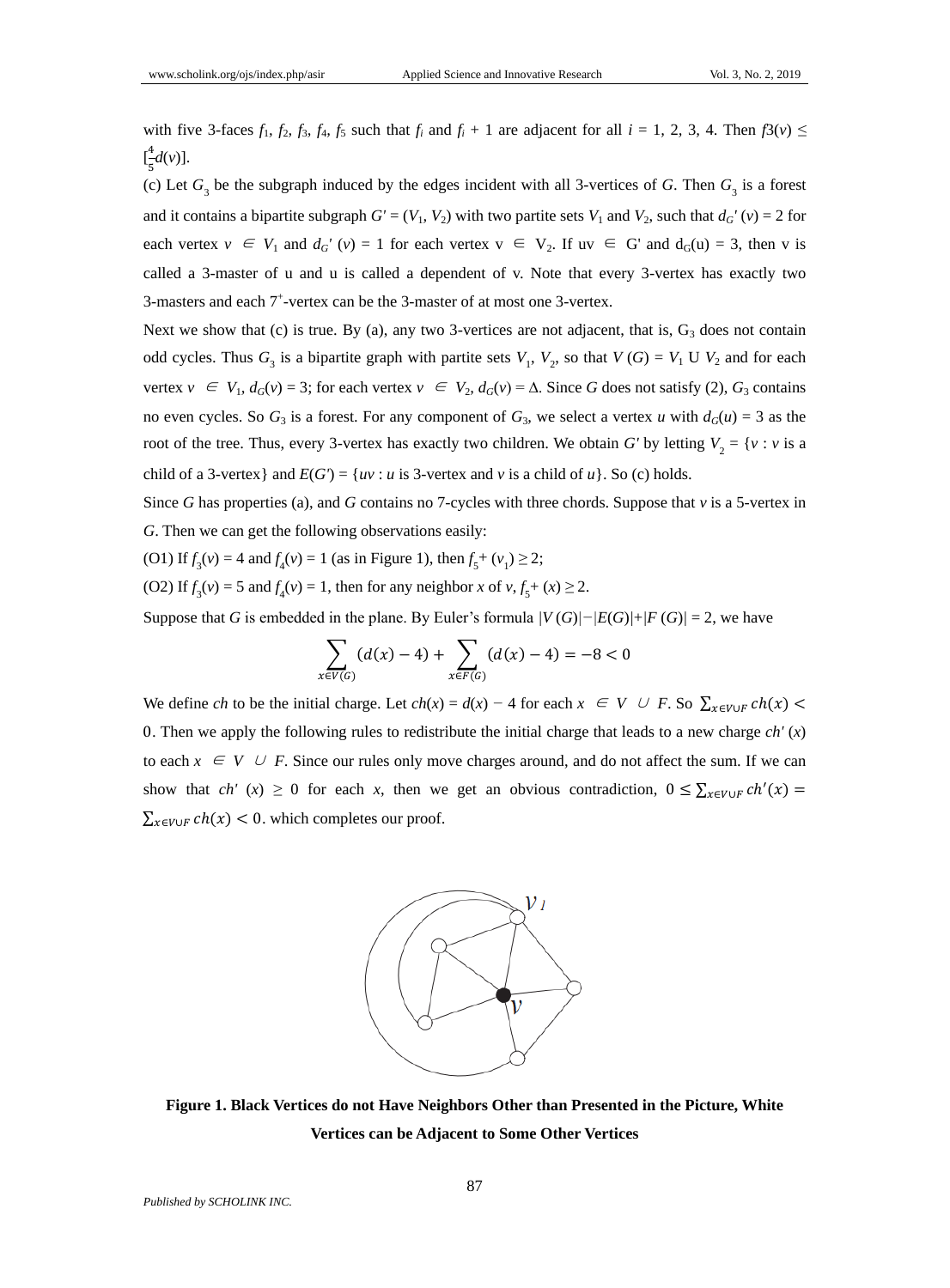with five 3-faces $f_1$, $f_2$, $f_3$, $f_4$, $f_5$ such that $f_i$ and $f_i$ + 1 are adjacent for all $i$ = 1, 2, 3, 4. Then $f3(v) \leq [\frac{4}{5}d(v)]$.

(c) Let $G_3$ be the subgraph induced by the edges incident with all 3-vertices of $G$. Then $G_3$ is a forest and it contains a bipartite subgraph $G' = (V_1, V_2)$ with two partite sets $V_1$ and $V_2$, such that $d_{G'}(v) = 2$ for each vertex $v \in V_1$ and $d_{G'}(v) = 1$ for each vertex $v \in V_2$. If $uv \in G'$ and $d_G(u) = 3$, then v is called a 3-master of u and u is called a dependent of v. Note that every 3-vertex has exactly two 3-masters and each $7^+$-vertex can be the 3-master of at most one 3-vertex.

Next we show that (c) is true. By (a), any two 3-vertices are not adjacent, that is, $G_3$ does not contain odd cycles. Thus $G_3$ is a bipartite graph with partite sets $V_1$, $V_2$, so that $V(G) = V_1 \cup V_2$ and for each vertex $v \in V_1$, $d_G(v) = 3$; for each vertex $v \in V_2$, $d_G(v) = \Delta$. Since $G$ does not satisfy (2), $G_3$ contains no even cycles. So $G_3$ is a forest. For any component of $G_3$, we select a vertex $u$ with $d_G(u) = 3$ as the root of the tree. Thus, every 3-vertex has exactly two children. We obtain $G'$ by letting $V_2 = \{v : v$ is a child of a 3-vertex$\}$ and $E(G') = \{uv : u$ is 3-vertex and $v$ is a child of $u\}$. So (c) holds.

Since $G$ has properties (a), and $G$ contains no 7-cycles with three chords. Suppose that $v$ is a 5-vertex in $G$. Then we can get the following observations easily:

(O1) If $f_3(v) = 4$ and $f_4(v) = 1$ (as in Figure 1), then $f_5+(v_1) \geq 2$;

(O2) If $f_3(v) = 5$ and $f_4(v) = 1$, then for any neighbor $x$ of $v$, $f_5+(x) \geq 2$.

Suppose that $G$ is embedded in the plane. By Euler's formula $|V(G)| - |E(G)| + |F(G)| = 2$, we have

$$\sum_{x \in V(G)} (d(x) - 4) + \sum_{x \in F(G)} (d(x) - 4) = -8 < 0$$

We define $ch$ to be the initial charge. Let $ch(x) = d(x) - 4$ for each $x \in V \cup F$. So $\sum_{x \in V \cup F} ch(x) < 0$. Then we apply the following rules to redistribute the initial charge that leads to a new charge $ch'(x)$ to each $x \in V \cup F$. Since our rules only move charges around, and do not affect the sum. If we can show that $ch'(x) \geq 0$ for each $x$, then we get an obvious contradiction, $0 \leq \sum_{x \in V \cup F} ch'(x) = \sum_{x \in V \cup F} ch(x) < 0$. which completes our proof.

**Figure 1. Black Vertices do not Have Neighbors Other than Presented in the Picture, White Vertices can be Adjacent to Some Other Vertices**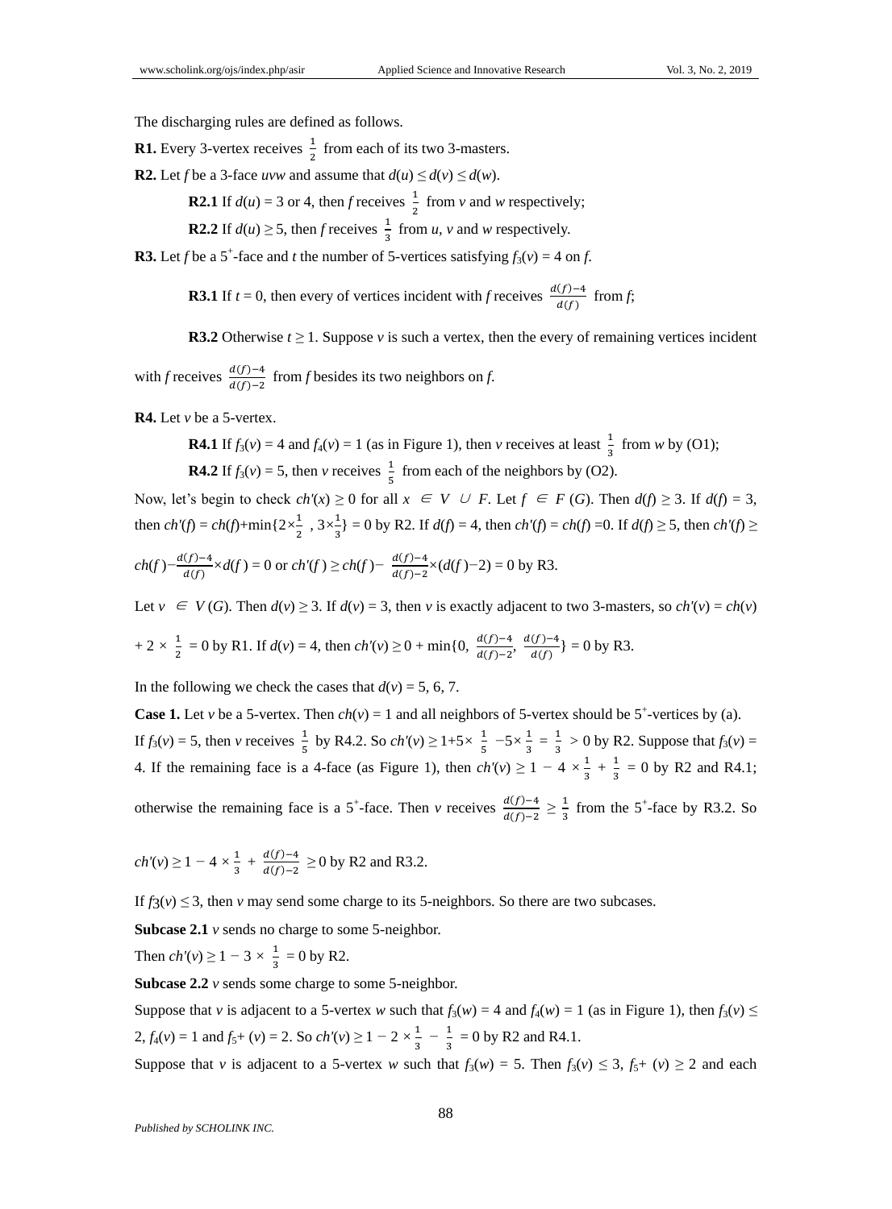The discharging rules are defined as follows.

**R1.** Every 3-vertex receives $\frac{1}{2}$ from each of its two 3-masters.

**R2.** Let $f$ be a 3-face $uvw$ and assume that $d(u) \leq d(v) \leq d(w)$.

**R2.1** If $d(u) = 3$ or 4, then $f$ receives $\frac{1}{2}$ from $v$ and $w$ respectively;

**R2.2** If $d(u) \geq 5$, then $f$ receives $\frac{1}{3}$ from $u$, $v$ and $w$ respectively.

**R3.** Let $f$ be a $5^+$-face and $t$ the number of 5-vertices satisfying $f_3(v) = 4$ on $f$.

**R3.1** If $t = 0$, then every of vertices incident with $f$ receives $\frac{d(f)-4}{d(f)}$ from $f$;

**R3.2** Otherwise $t \geq 1$. Suppose $v$ is such a vertex, then the every of remaining vertices incident with $f$ receives $\frac{d(f)-4}{d(f)-2}$ from $f$ besides its two neighbors on $f$.

**R4.** Let $v$ be a 5-vertex.

**R4.1** If $f_3(v) = 4$ and $f_4(v) = 1$ (as in Figure 1), then $v$ receives at least $\frac{1}{3}$ from $w$ by (O1);

**R4.2** If $f_3(v) = 5$, then $v$ receives $\frac{1}{5}$ from each of the neighbors by (O2).

Now, let's begin to check $ch'(x) \geq 0$ for all $x \in V \cup F$. Let $f \in F(G)$. Then $d(f) \geq 3$. If $d(f) = 3$, then $ch'(f) = ch(f)+\min\{2\times\frac{1}{2}, 3\times\frac{1}{3}\} = 0$ by R2. If $d(f) = 4$, then $ch'(f) = ch(f) = 0$. If $d(f) \geq 5$, then $ch'(f) \geq ch(f)-\frac{d(f)-4}{d(f)}\times d(f) = 0$ or $ch'(f) \geq ch(f)-\frac{d(f)-4}{d(f)-2}\times(d(f)-2) = 0$ by R3.

Let $v \in V(G)$. Then $d(v) \geq 3$. If $d(v) = 3$, then $v$ is exactly adjacent to two 3-masters, so $ch'(v) = ch(v) + 2 \times \frac{1}{2} = 0$ by R1. If $d(v) = 4$, then $ch'(v) \geq 0 + \min\{0, \frac{d(f)-4}{d(f)-2}, \frac{d(f)-4}{d(f)}\} = 0$ by R3.

In the following we check the cases that $d(v) = 5, 6, 7$.

**Case 1.** Let $v$ be a 5-vertex. Then $ch(v) = 1$ and all neighbors of 5-vertex should be $5^+$-vertices by (a). If $f_3(v) = 5$, then $v$ receives $\frac{1}{5}$ by R4.2. So $ch'(v) \geq 1+5\times\frac{1}{5}-5\times\frac{1}{3} = \frac{1}{3} > 0$ by R2. Suppose that $f_3(v) = 4$. If the remaining face is a 4-face (as Figure 1), then $ch'(v) \geq 1-4\times\frac{1}{3}+\frac{1}{3} = 0$ by R2 and R4.1; otherwise the remaining face is a $5^+$-face. Then $v$ receives $\frac{d(f)-4}{d(f)-2} \geq \frac{1}{3}$ from the $5^+$-face by R3.2. So $ch'(v) \geq 1-4\times\frac{1}{3}+\frac{d(f)-4}{d(f)-2} \geq 0$ by R2 and R3.2.

If $f_3(v) \leq 3$, then $v$ may send some charge to its 5-neighbors. So there are two subcases.

**Subcase 2.1** $v$ sends no charge to some 5-neighbor.

Then $ch'(v) \geq 1-3\times\frac{1}{3} = 0$ by R2.

**Subcase 2.2** $v$ sends some charge to some 5-neighbor.

Suppose that $v$ is adjacent to a 5-vertex $w$ such that $f_3(w) = 4$ and $f_4(w) = 1$ (as in Figure 1), then $f_3(v) \leq 2$, $f_4(v) = 1$ and $f_{5^+}(v) = 2$. So $ch'(v) \geq 1-2\times\frac{1}{3}-\frac{1}{3} = 0$ by R2 and R4.1.

Suppose that $v$ is adjacent to a 5-vertex $w$ such that $f_3(w) = 5$. Then $f_3(v) \leq 3$, $f_{5^+}(v) \geq 2$ and each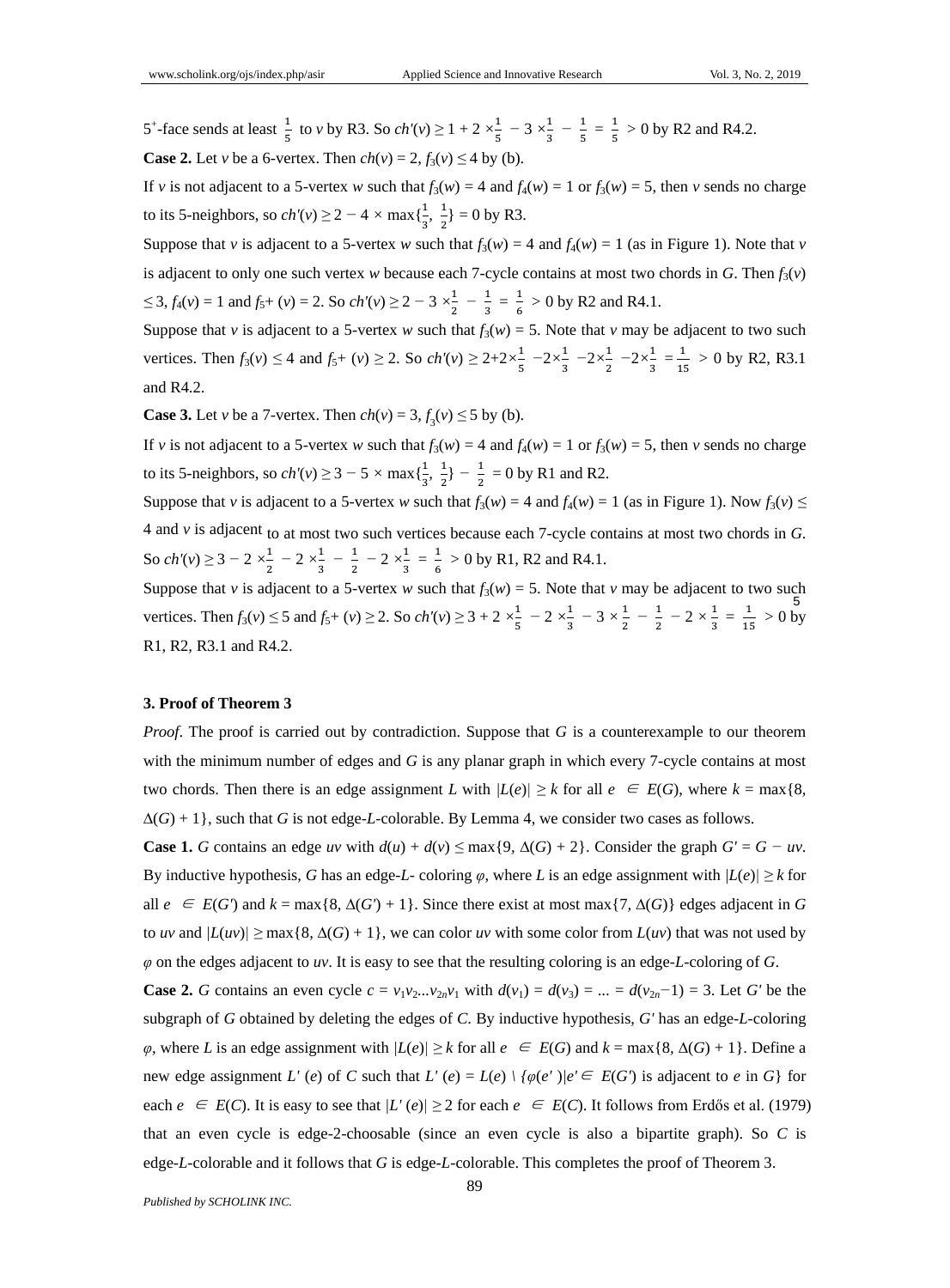$5^+$-face sends at least $\frac{1}{5}$ to $v$ by R3. So $ch'(v) \geq 1 + 2 \times\frac{1}{5} - 3 \times\frac{1}{3} - \frac{1}{5} = \frac{1}{5} > 0$ by R2 and R4.2.

**Case 2.** Let $v$ be a 6-vertex. Then $ch(v) = 2$, $f_3(v) \leq 4$ by (b).

If $v$ is not adjacent to a 5-vertex $w$ such that $f_3(w) = 4$ and $f_4(w) = 1$ or $f_3(w) = 5$, then $v$ sends no charge to its 5-neighbors, so $ch'(v) \geq 2 - 4 \times \max\{\frac{1}{3}, \frac{1}{2}\} = 0$ by R3.

Suppose that $v$ is adjacent to a 5-vertex $w$ such that $f_3(w) = 4$ and $f_4(w) = 1$ (as in Figure 1). Note that $v$ is adjacent to only one such vertex $w$ because each 7-cycle contains at most two chords in $G$. Then $f_3(v) \leq 3$, $f_4(v) = 1$ and $f_{5^+}(v) = 2$. So $ch'(v) \geq 2 - 3 \times\frac{1}{2} - \frac{1}{3} = \frac{1}{6} > 0$ by R2 and R4.1.

Suppose that $v$ is adjacent to a 5-vertex $w$ such that $f_3(w) = 5$. Note that $v$ may be adjacent to two such vertices. Then $f_3(v) \leq 4$ and $f_{5^+}(v) \geq 2$. So $ch'(v) \geq 2+2\times\frac{1}{5} -2\times\frac{1}{3} -2\times\frac{1}{2} -2\times\frac{1}{3} =\frac{1}{15} > 0$ by R2, R3.1 and R4.2.

**Case 3.** Let $v$ be a 7-vertex. Then $ch(v) = 3$, $f_3(v) \leq 5$ by (b).

If $v$ is not adjacent to a 5-vertex $w$ such that $f_3(w) = 4$ and $f_4(w) = 1$ or $f_3(w) = 5$, then $v$ sends no charge to its 5-neighbors, so $ch'(v) \geq 3 - 5 \times \max\{\frac{1}{3}, \frac{1}{2}\} - \frac{1}{2} = 0$ by R1 and R2.

Suppose that $v$ is adjacent to a 5-vertex $w$ such that $f_3(w) = 4$ and $f_4(w) = 1$ (as in Figure 1). Now $f_3(v) \leq 4$ and $v$ is adjacent to at most two such vertices because each 7-cycle contains at most two chords in $G$. So $ch'(v) \geq 3 - 2 \times\frac{1}{2} - 2 \times\frac{1}{3} - \frac{1}{2} - 2 \times\frac{1}{3} = \frac{1}{6} > 0$ by R1, R2 and R4.1.

Suppose that $v$ is adjacent to a 5-vertex $w$ such that $f_3(w) = 5$. Note that $v$ may be adjacent to two such vertices. Then $f_3(v) \leq 5$ and $f_{5^+}(v) \geq 2$. So $ch'(v) \geq 3 + 2 \times\frac{1}{5} - 2 \times\frac{1}{3} - 3 \times\frac{1}{2} - \frac{1}{2} - 2 \times\frac{1}{3} = \frac{1}{15} > 0$ by R1, R2, R3.1 and R4.2.

## 3. Proof of Theorem 3

*Proof*. The proof is carried out by contradiction. Suppose that $G$ is a counterexample to our theorem with the minimum number of edges and $G$ is any planar graph in which every 7-cycle contains at most two chords. Then there is an edge assignment $L$ with $|L(e)| \geq k$ for all $e \in E(G)$, where $k = \max\{8, \Delta(G) + 1\}$, such that $G$ is not edge-$L$-colorable. By Lemma 4, we consider two cases as follows.

**Case 1.** $G$ contains an edge $uv$ with $d(u) + d(v) \leq \max\{9, \Delta(G) + 2\}$. Consider the graph $G' = G - uv$. By inductive hypothesis, $G$ has an edge-$L$- coloring $\varphi$, where $L$ is an edge assignment with $|L(e)| \geq k$ for all $e \in E(G')$ and $k = \max\{8, \Delta(G') + 1\}$. Since there exist at most $\max\{7, \Delta(G)\}$ edges adjacent in $G$ to $uv$ and $|L(uv)| \geq \max\{8, \Delta(G) + 1\}$, we can color $uv$ with some color from $L(uv)$ that was not used by $\varphi$ on the edges adjacent to $uv$. It is easy to see that the resulting coloring is an edge-$L$-coloring of $G$.

**Case 2.** $G$ contains an even cycle $c = v_1v_2...v_{2n}v_1$ with $d(v_1) = d(v_3) = ... = d(v_{2n}-1) = 3$. Let $G'$ be the subgraph of $G$ obtained by deleting the edges of $C$. By inductive hypothesis, $G'$ has an edge-$L$-coloring $\varphi$, where $L$ is an edge assignment with $|L(e)| \geq k$ for all $e \in E(G)$ and $k = \max\{8, \Delta(G) + 1\}$. Define a new edge assignment $L'(e)$ of $C$ such that $L'(e) = L(e) \setminus \{\varphi(e')|e' \in E(G')$ is adjacent to $e$ in $G\}$ for each $e \in E(C)$. It is easy to see that $|L'(e)| \geq 2$ for each $e \in E(C)$. It follows from Erdős et al. (1979) that an even cycle is edge-2-choosable (since an even cycle is also a bipartite graph). So $C$ is edge-$L$-colorable and it follows that $G$ is edge-$L$-colorable. This completes the proof of Theorem 3.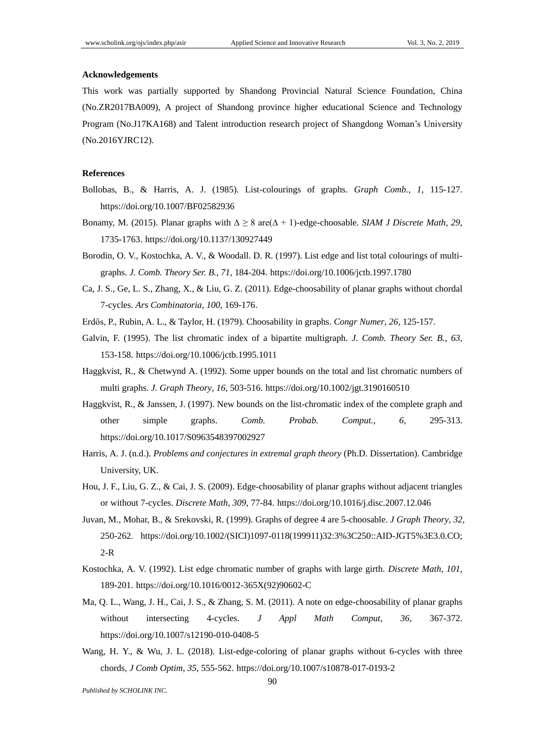**Acknowledgements**

This work was partially supported by Shandong Provincial Natural Science Foundation, China (No.ZR2017BA009), A project of Shandong province higher educational Science and Technology Program (No.J17KA168) and Talent introduction research project of Shangdong Woman's University (No.2016YJRC12).

**References**

Bollobas, B., & Harris, A. J. (1985). List-colourings of graphs. *Graph Comb.*, *1*, 115-127. https://doi.org/10.1007/BF02582936

Bonamy, M. (2015). Planar graphs with $\Delta \geq 8$ are($\Delta + 1$)-edge-choosable. *SIAM J Discrete Math*, *29*, 1735-1763. https://doi.org/10.1137/130927449

Borodin, O. V., Kostochka, A. V., & Woodall. D. R. (1997). List edge and list total colourings of multi-graphs. *J. Comb. Theory Ser. B.*, *71*, 184-204. https://doi.org/10.1006/jctb.1997.1780

Ca, J. S., Ge, L. S., Zhang, X., & Liu, G. Z. (2011). Edge-choosability of planar graphs without chordal 7-cycles. *Ars Combinatoria*, *100*, 169-176.

Erdős, P., Rubin, A. L., & Taylor, H. (1979). Choosability in graphs. *Congr Numer*, *26*, 125-157.

Galvin, F. (1995). The list chromatic index of a bipartite multigraph. *J. Comb. Theory Ser. B.*, *63*, 153-158. https://doi.org/10.1006/jctb.1995.1011

Haggkvist, R., & Chetwynd A. (1992). Some upper bounds on the total and list chromatic numbers of multi graphs. *J. Graph Theory*, *16*, 503-516. https://doi.org/10.1002/jgt.3190160510

Haggkvist, R., & Janssen, J. (1997). New bounds on the list-chromatic index of the complete graph and other simple graphs. *Comb. Probab. Comput.*, *6*, 295-313. https://doi.org/10.1017/S0963548397002927

Harris, A. J. (n.d.). *Problems and conjectures in extremal graph theory* (Ph.D. Dissertation). Cambridge University, UK.

Hou, J. F., Liu, G. Z., & Cai, J. S. (2009). Edge-choosability of planar graphs without adjacent triangles or without 7-cycles. *Discrete Math*, *309*, 77-84. https://doi.org/10.1016/j.disc.2007.12.046

Juvan, M., Mohar, B., & Srekovski, R. (1999). Graphs of degree 4 are 5-choosable. *J Graph Theory*, *32*, 250-262. https://doi.org/10.1002/(SICI)1097-0118(199911)32:3%3C250::AID-JGT5%3E3.0.CO;2-R

Kostochka, A. V. (1992). List edge chromatic number of graphs with large girth. *Discrete Math*, *101*, 189-201. https://doi.org/10.1016/0012-365X(92)90602-C

Ma, Q. L., Wang, J. H., Cai, J. S., & Zhang, S. M. (2011). A note on edge-choosability of planar graphs without intersecting 4-cycles. *J Appl Math Comput*, *36*, 367-372. https://doi.org/10.1007/s12190-010-0408-5

Wang, H. Y., & Wu, J. L. (2018). List-edge-coloring of planar graphs without 6-cycles with three chords, *J Comb Optim*, *35*, 555-562. https://doi.org/10.1007/s10878-017-0193-2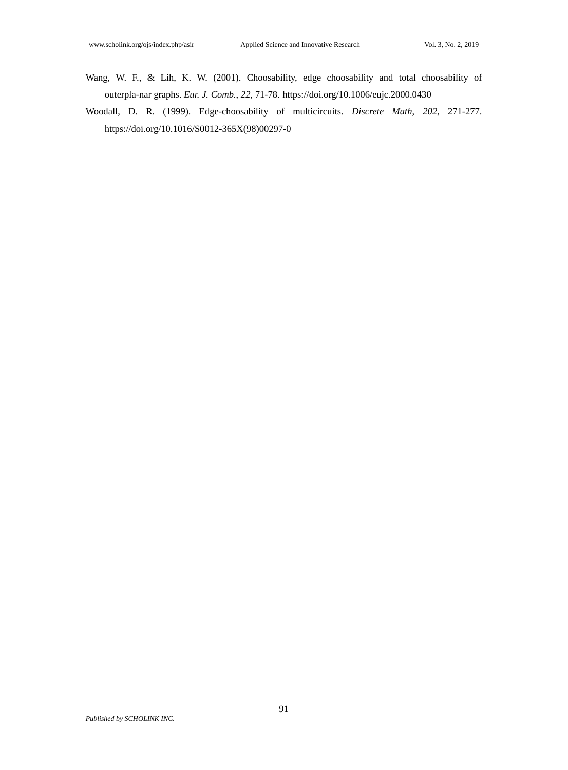Wang, W. F., & Lih, K. W. (2001). Choosability, edge choosability and total choosability of outerpla-nar graphs. *Eur. J. Comb.*, *22*, 71-78. https://doi.org/10.1006/eujc.2000.0430

Woodall, D. R. (1999). Edge-choosability of multicircuits. *Discrete Math*, *202*, 271-277. https://doi.org/10.1016/S0012-365X(98)00297-0